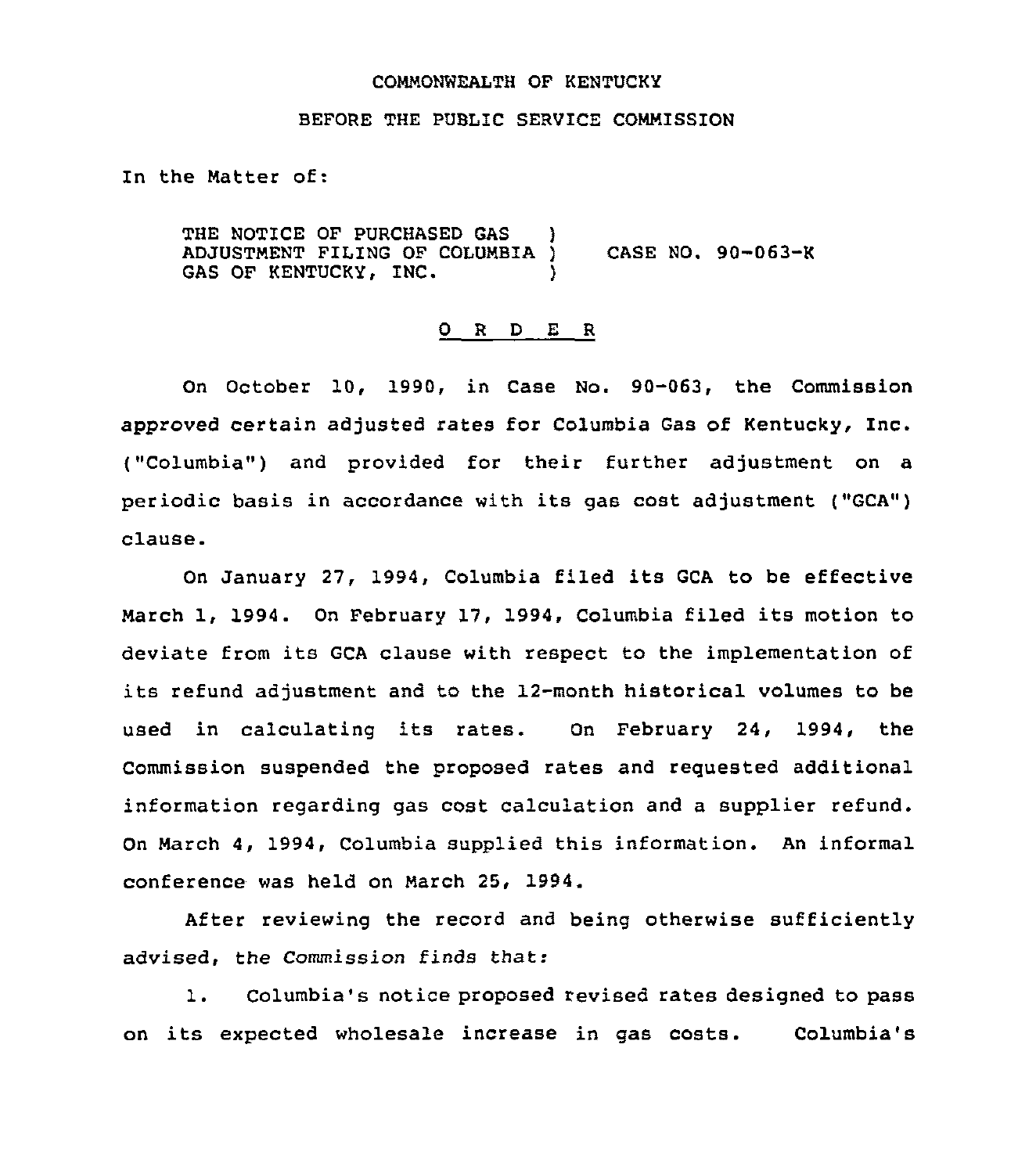COMMONWEALTH OF KENTUCKY

BEFORE THE PUBLIC SERVICE COMMISSION

In the Matter of:

THE NOTICE OF PURCHASED GAS ADJUSTMENT FILING OF COLUMBIA GAS OF KENTUCKY, INC. ) CASE NO. 90-063-K

# O R D E R

On October 10, 1990, in Case No. 90-063, the Commission approved certain adjusted rates for Columbia Gas of Kentucky, Inc. ("Columbia") and provided for their further adjustment on a periodic basis in accordance with its gas cost adjustment ("GCA") clause.

On January 27, 1994, Columbia filed its GCA to be effective March 1, 1994. On February 17, 1994, Columbia filed its motion to deviate from its GCA clause with respect to the implementation of its refund adjustment and to the 12-month historical volumes to be used in calculating its rates. On February 24, 1994, the Commission suspended the proposed rates and requested additional information regarding gas cost calculation and a supplier refund. On March 4, 1994, Columbia supplied this information. An informal conference was held on March 25, 1994.

After reviewing the record and being otherwise sufficiently advised, the Commission finds that:

1. Columbia's notice proposed revised rates designed to pass on its expected wholesale increase in gas costs. Columbia's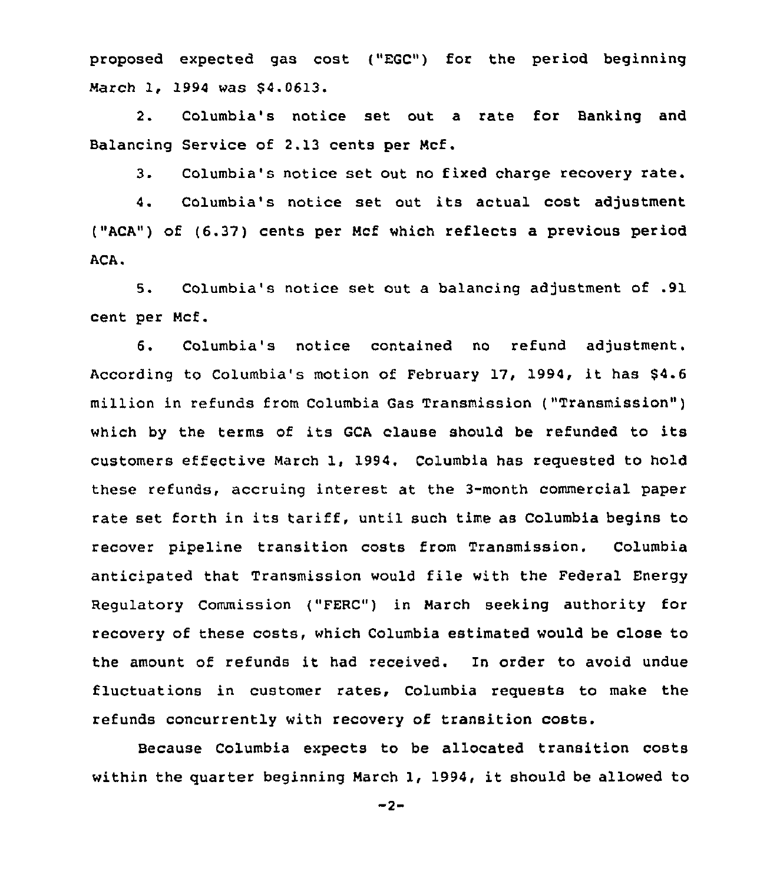proposed expected gas cost ("EGC") for the period beginning March 1, 1994 was $4.0613.

2. Columbia's notice set out a rate for Banking and Balancing Service of 2.13 cents per Mcf.

3. Columbia's notice set out no fixed charge recovery rate.

4. Columbia's notice set out its actual cost adjustment ("ACA") of (6.37) cents per Mcf which reflects a previous period ACA.

5. Columbia's notice set out a balancing adjustment of .91 cent per Mcf.

6. Columbia's notice contained no refund adjustment. According to Columbia's motion of February 17, 1994, it has $4.6 million in refunds from Columbia Gas Transmission ("Transmission") which by the terms of its GCA clause should be refunded to its customers effective March 1, 1994. Columbia has requested to hold these refunds, accruing interest at the 3-month commercial paper rate set forth in its tariff, until such time as Columbia begins to recover pipeline transition costs from Transmission. Columbia anticipated that Transmission would file with the Federal Energy Regulatory Commission ("FERC") in March seeking authority for recovery of these costs, which Columbia estimated would be close to the amount of refunds it had received. In order to avoid undue fluctuations in customer rates, Columbia requests to make the refunds concurrently with recovery of transition costs.

Because Columbia expects to be allocated transition costs within the quarter beginning March 1, 1994, it should be allowed to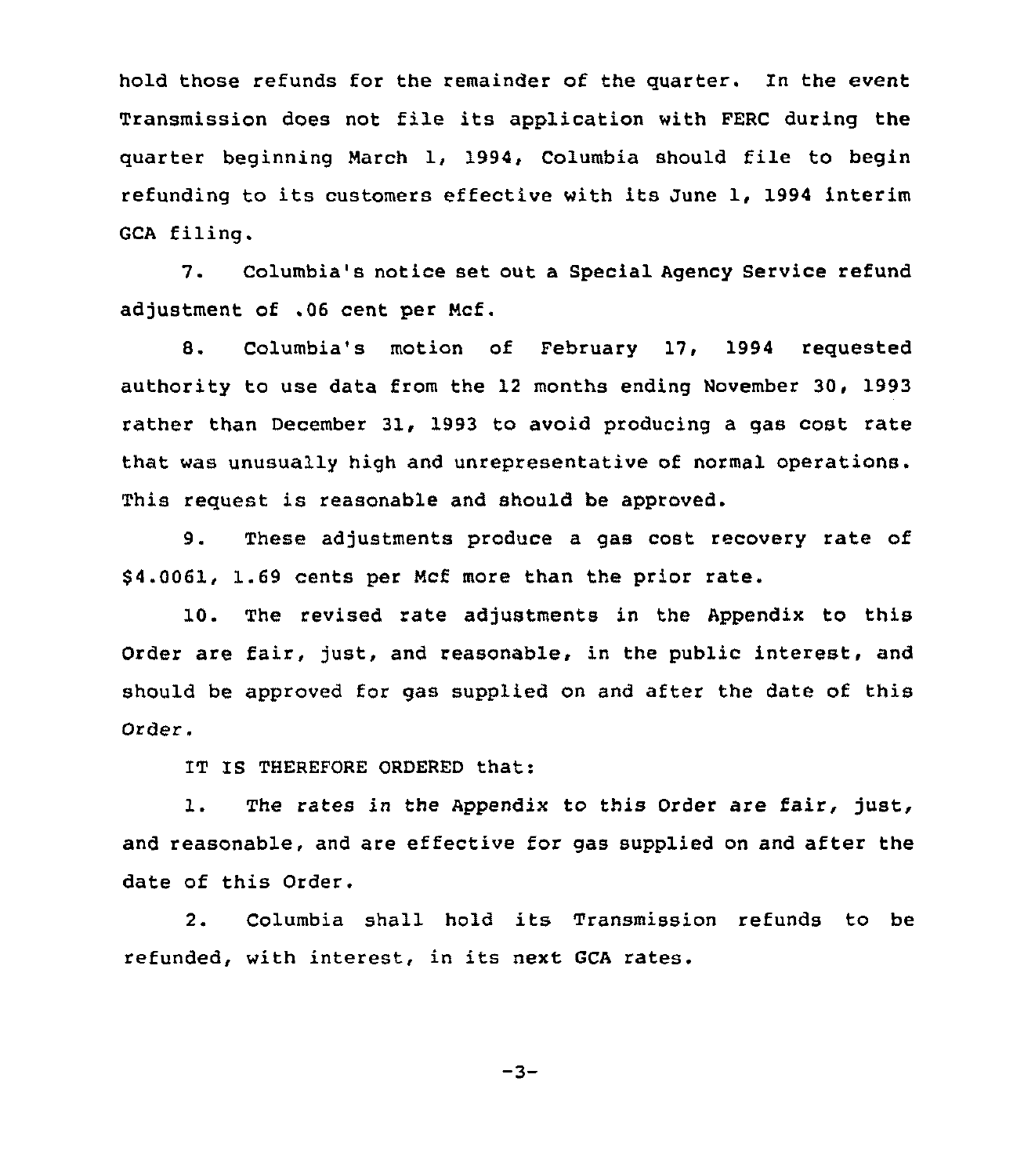hold those refunds for the remainder of the quarter. In the event Transmission does not file its application with FERC during the quarter beginning March 1, 1994, Columbia should file to begin refunding to its customers effective with its June 1, 1994 interim GCA filing.

7. Columbia's notice set out a Special Agency Service refund adjustment of .06 cent per Mcf.

8. Columbia's motion of February 17, 1994 requested authority to use data from the 12 months ending November 30, 1993 rather than December 31, 1993 to avoid producing a gas cost rate that was unusually high and unrepresentative of normal operations. This request is reasonable and should be approved.

9. These adjustments produce a gas cost recovery rate of $4.0061, 1.69 cents per Mcf more than the prior rate.

10. The revised rate adjustments in the Appendix to this Order are fair, just, and reasonable, in the public interest, and should be approved for gas supplied on and after the date of this Order.

IT IS THEREFORE ORDERED that:

1. The rates in the Appendix to this Order are fair, just, and reasonable, and are effective for gas supplied on and after the date of this Order.

2. Columbia shall hold its Transmission refunds to be refunded, with interest, in its next GCA rates.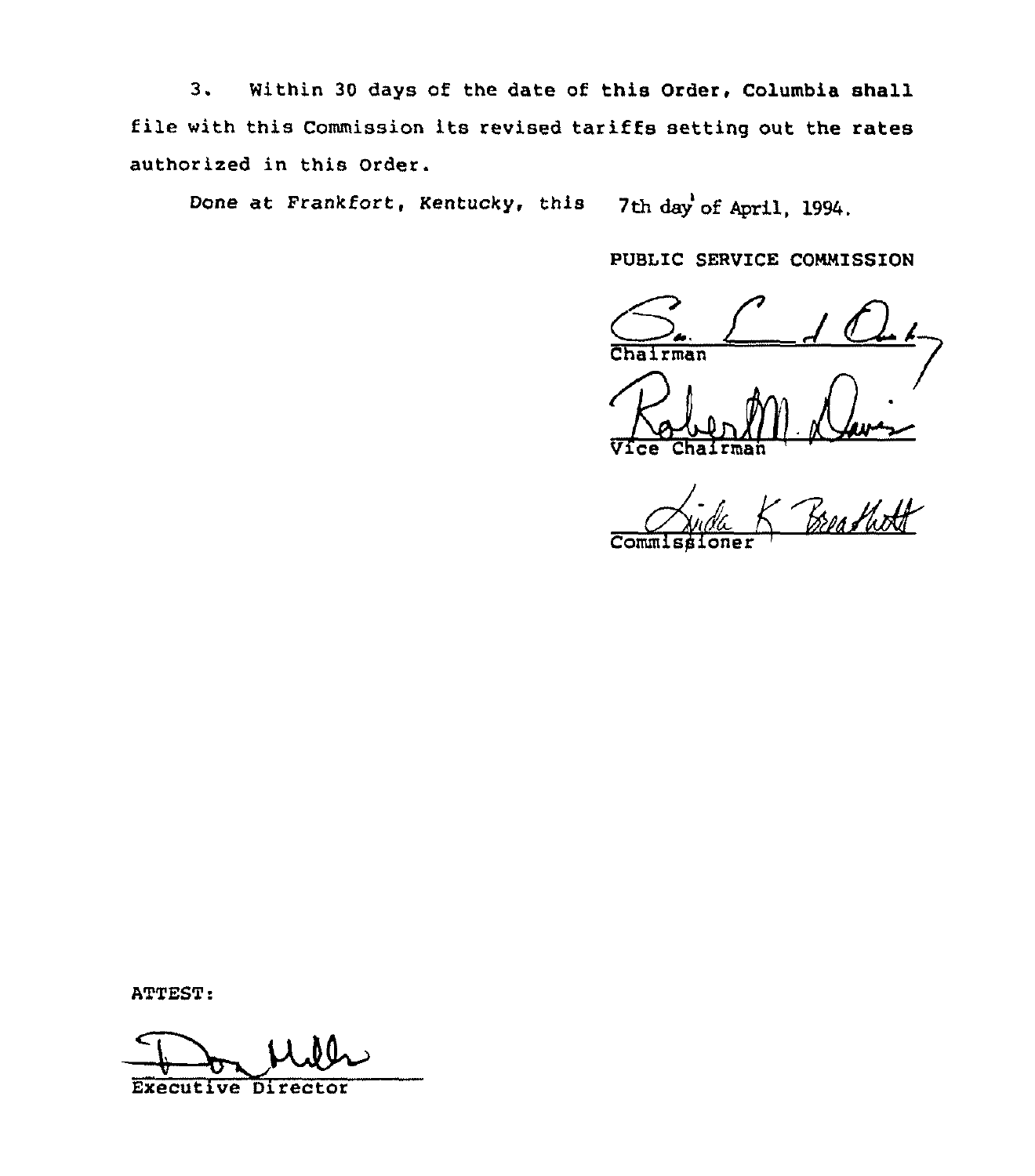3. Within 30 days of the date of this Order, Columbia shall file with this Commission its revised tariffs setting out the rates authorized in this Order.

Done at Frankfort, Kentucky, this 7th day of April, 1994.

PUBLIC SERVICE COMMISSION

Chairman

Vice Chairman

Commissioner

ATTEST:

Executive Director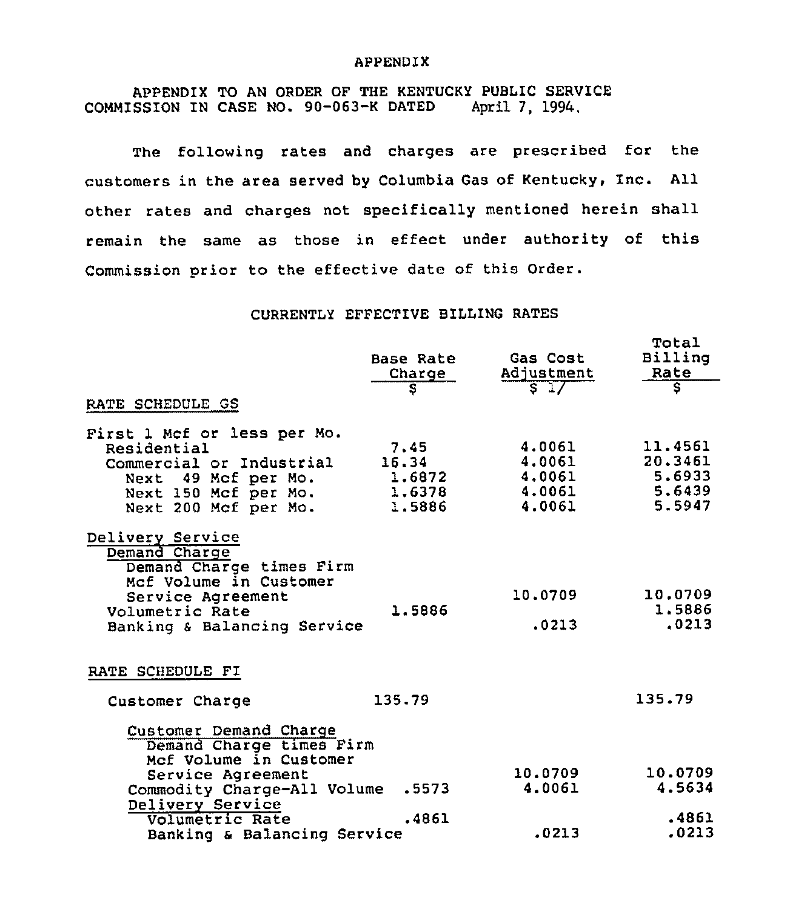APPENDIX

APPENDIX TO AN ORDER OF THE KENTUCKY PUBLIC SERVICE COMMISSION IN CASE NO. 90-063-K DATED April 7, 1994.

The following rates and charges are prescribed for the customers in the area served by Columbia Gas of Kentucky, Inc. All other rates and charges not specifically mentioned herein shall remain the same as those in effect under authority of this Commission prior to the effective date of this Order.

CURRENTLY EFFECTIVE BILLING RATES

| | Base Rate Charge $ | Gas Cost Adjustment $ 1/ | Total Billing Rate $ |
|---|---|---|---|
| RATE SCHEDULE GS | | | |
| First 1 Mcf or less per Mo. | | | |
| Residential | 7.45 | 4.0061 | 11.4561 |
| Commercial or Industrial | 16.34 | 4.0061 | 20.3461 |
| Next 49 Mcf per Mo. | 1.6872 | 4.0061 | 5.6933 |
| Next 150 Mcf per Mo. | 1.6378 | 4.0061 | 5.6439 |
| Next 200 Mcf per Mo. | 1.5886 | 4.0061 | 5.5947 |
| Delivery Service | | | |
| Demand Charge | | | |
| Demand Charge times Firm Mcf Volume in Customer Service Agreement | | 10.0709 | 10.0709 |
| Volumetric Rate | 1.5886 | | 1.5886 |
| Banking & Balancing Service | | .0213 | .0213 |
| RATE SCHEDULE FI | | | |
| Customer Charge | 135.79 | | 135.79 |
| Customer Demand Charge | | | |
| Demand Charge times Firm Mcf Volume in Customer Service Agreement | | 10.0709 | 10.0709 |
| Commodity Charge-All Volume | .5573 | 4.0061 | 4.5634 |
| Delivery Service | | | |
| Volumetric Rate | .4861 | | .4861 |
| Banking & Balancing Service | | .0213 | .0213 |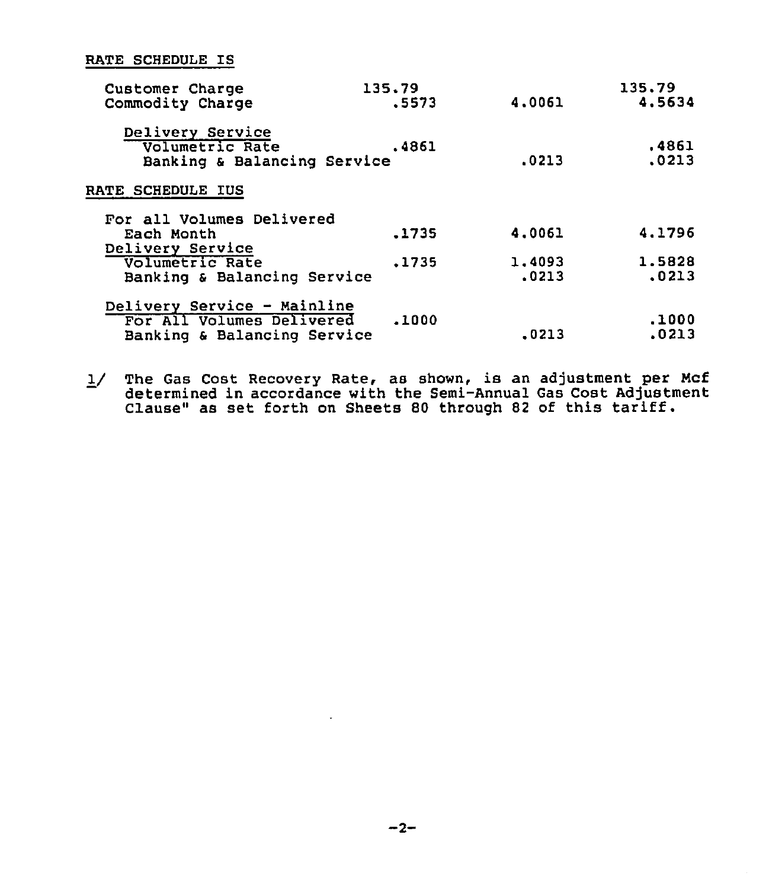RATE SCHEDULE IS

| | | | |
|---|---|---|---|
| Customer Charge | 135.79 | | 135.79 |
| Commodity Charge | .5573 | 4.0061 | 4.5634 |
| Delivery Service | | | |
| Volumetric Rate | .4861 | | .4861 |
| Banking & Balancing Service | | .0213 | .0213 |

RATE SCHEDULE IUS

| | | | |
|---|---|---|---|
| For all Volumes Delivered Each Month | .1735 | 4.0061 | 4.1796 |
| Delivery Service | | | |
| Volumetric Rate | .1735 | 1.4093 | 1.5828 |
| Banking & Balancing Service | | .0213 | .0213 |
| Delivery Service - Mainline | | | |
| For All Volumes Delivered | .1000 | | .1000 |
| Banking & Balancing Service | | .0213 | .0213 |

1/ The Gas Cost Recovery Rate, as shown, is an adjustment per Mcf determined in accordance with the Semi-Annual Gas Cost Adjustment Clause" as set forth on Sheets 80 through 82 of this tariff.